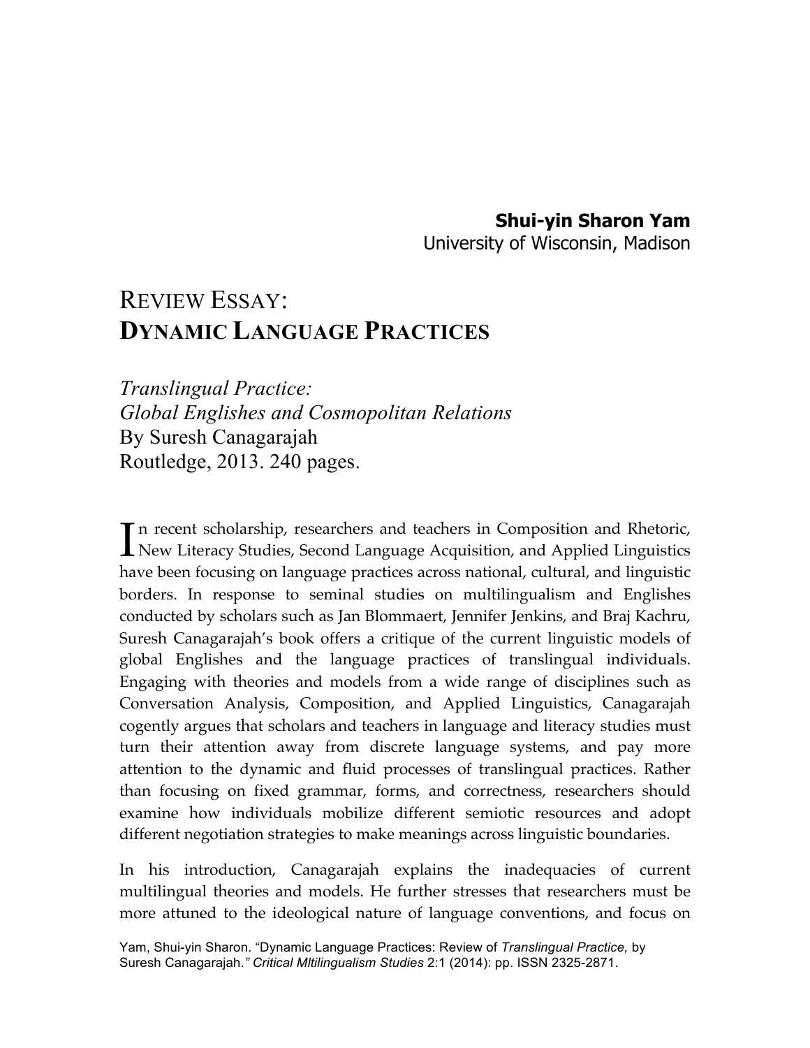**Shui-yin Sharon Yam**
University of Wisconsin, Madison

# Review Essay: **Dynamic Language Practices**

*Translingual Practice: Global Englishes and Cosmopolitan Relations*
By Suresh Canagarajah
Routledge, 2013. 240 pages.

In recent scholarship, researchers and teachers in Composition and Rhetoric, New Literacy Studies, Second Language Acquisition, and Applied Linguistics have been focusing on language practices across national, cultural, and linguistic borders. In response to seminal studies on multilingualism and Englishes conducted by scholars such as Jan Blommaert, Jennifer Jenkins, and Braj Kachru, Suresh Canagarajah's book offers a critique of the current linguistic models of global Englishes and the language practices of translingual individuals. Engaging with theories and models from a wide range of disciplines such as Conversation Analysis, Composition, and Applied Linguistics, Canagarajah cogently argues that scholars and teachers in language and literacy studies must turn their attention away from discrete language systems, and pay more attention to the dynamic and fluid processes of translingual practices. Rather than focusing on fixed grammar, forms, and correctness, researchers should examine how individuals mobilize different semiotic resources and adopt different negotiation strategies to make meanings across linguistic boundaries.

In his introduction, Canagarajah explains the inadequacies of current multilingual theories and models. He further stresses that researchers must be more attuned to the ideological nature of language conventions, and focus on

Yam, Shui-yin Sharon. "Dynamic Language Practices: Review of *Translingual Practice,* by Suresh Canagarajah." *Critical Mltilingualism Studies* 2:1 (2014): pp. ISSN 2325-2871.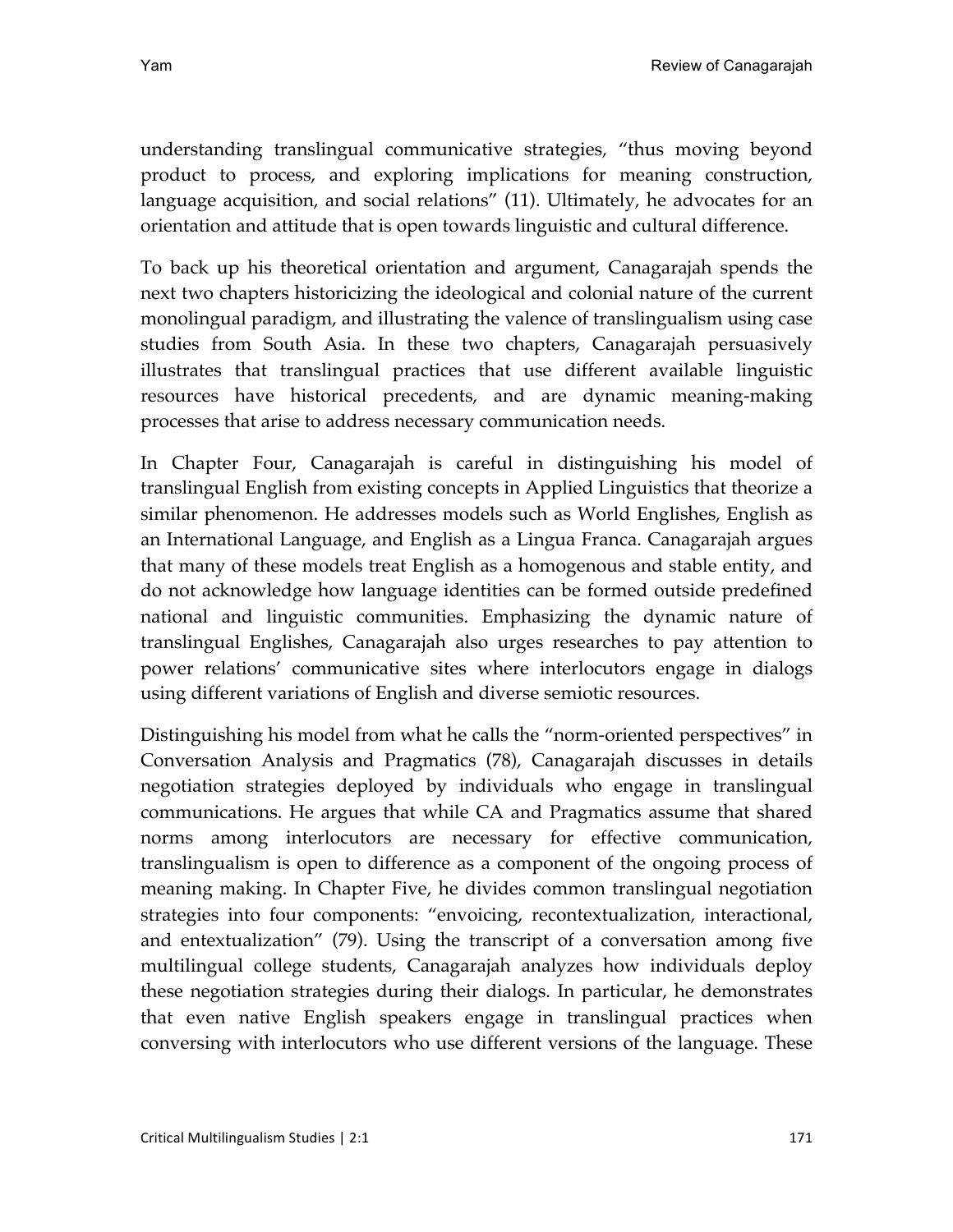understanding translingual communicative strategies, "thus moving beyond product to process, and exploring implications for meaning construction, language acquisition, and social relations" (11). Ultimately, he advocates for an orientation and attitude that is open towards linguistic and cultural difference.

To back up his theoretical orientation and argument, Canagarajah spends the next two chapters historicizing the ideological and colonial nature of the current monolingual paradigm, and illustrating the valence of translingualism using case studies from South Asia. In these two chapters, Canagarajah persuasively illustrates that translingual practices that use different available linguistic resources have historical precedents, and are dynamic meaning-making processes that arise to address necessary communication needs.

In Chapter Four, Canagarajah is careful in distinguishing his model of translingual English from existing concepts in Applied Linguistics that theorize a similar phenomenon. He addresses models such as World Englishes, English as an International Language, and English as a Lingua Franca. Canagarajah argues that many of these models treat English as a homogenous and stable entity, and do not acknowledge how language identities can be formed outside predefined national and linguistic communities. Emphasizing the dynamic nature of translingual Englishes, Canagarajah also urges researches to pay attention to power relations' communicative sites where interlocutors engage in dialogs using different variations of English and diverse semiotic resources.

Distinguishing his model from what he calls the "norm-oriented perspectives" in Conversation Analysis and Pragmatics (78), Canagarajah discusses in details negotiation strategies deployed by individuals who engage in translingual communications. He argues that while CA and Pragmatics assume that shared norms among interlocutors are necessary for effective communication, translingualism is open to difference as a component of the ongoing process of meaning making. In Chapter Five, he divides common translingual negotiation strategies into four components: "envoicing, recontextualization, interactional, and entextualization" (79). Using the transcript of a conversation among five multilingual college students, Canagarajah analyzes how individuals deploy these negotiation strategies during their dialogs. In particular, he demonstrates that even native English speakers engage in translingual practices when conversing with interlocutors who use different versions of the language. These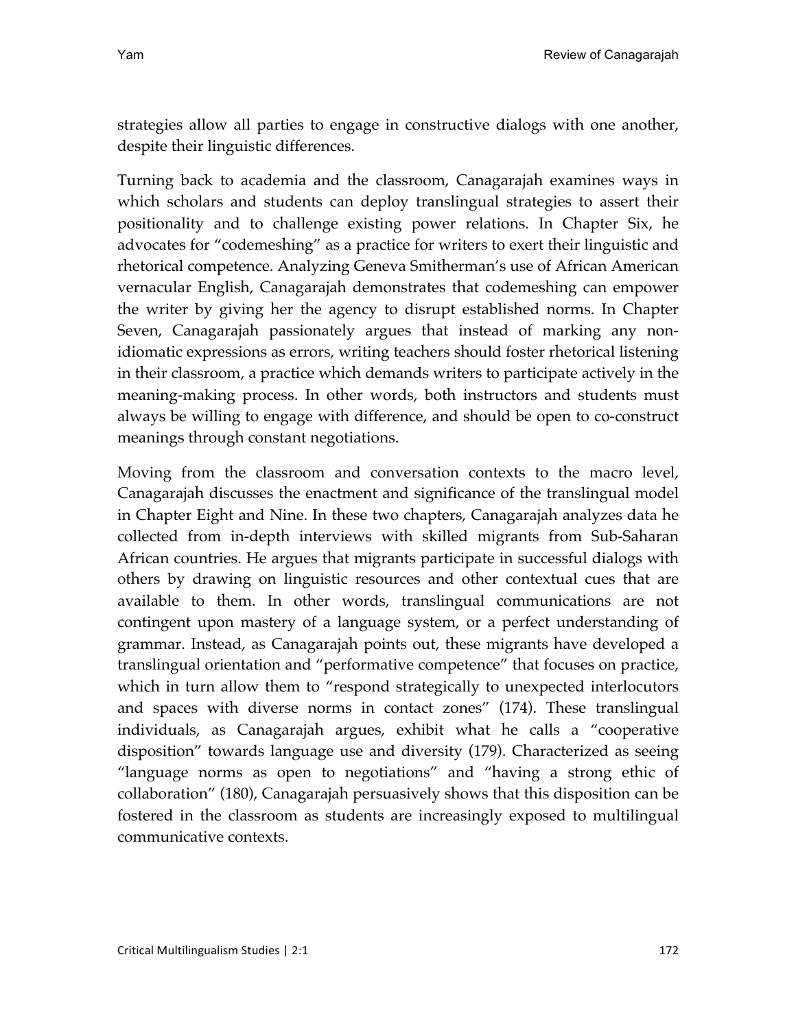strategies allow all parties to engage in constructive dialogs with one another, despite their linguistic differences.

Turning back to academia and the classroom, Canagarajah examines ways in which scholars and students can deploy translingual strategies to assert their positionality and to challenge existing power relations. In Chapter Six, he advocates for "codemeshing" as a practice for writers to exert their linguistic and rhetorical competence. Analyzing Geneva Smitherman's use of African American vernacular English, Canagarajah demonstrates that codemeshing can empower the writer by giving her the agency to disrupt established norms. In Chapter Seven, Canagarajah passionately argues that instead of marking any non-idiomatic expressions as errors, writing teachers should foster rhetorical listening in their classroom, a practice which demands writers to participate actively in the meaning-making process. In other words, both instructors and students must always be willing to engage with difference, and should be open to co-construct meanings through constant negotiations.

Moving from the classroom and conversation contexts to the macro level, Canagarajah discusses the enactment and significance of the translingual model in Chapter Eight and Nine. In these two chapters, Canagarajah analyzes data he collected from in-depth interviews with skilled migrants from Sub-Saharan African countries. He argues that migrants participate in successful dialogs with others by drawing on linguistic resources and other contextual cues that are available to them. In other words, translingual communications are not contingent upon mastery of a language system, or a perfect understanding of grammar. Instead, as Canagarajah points out, these migrants have developed a translingual orientation and "performative competence" that focuses on practice, which in turn allow them to "respond strategically to unexpected interlocutors and spaces with diverse norms in contact zones" (174). These translingual individuals, as Canagarajah argues, exhibit what he calls a "cooperative disposition" towards language use and diversity (179). Characterized as seeing "language norms as open to negotiations" and "having a strong ethic of collaboration" (180), Canagarajah persuasively shows that this disposition can be fostered in the classroom as students are increasingly exposed to multilingual communicative contexts.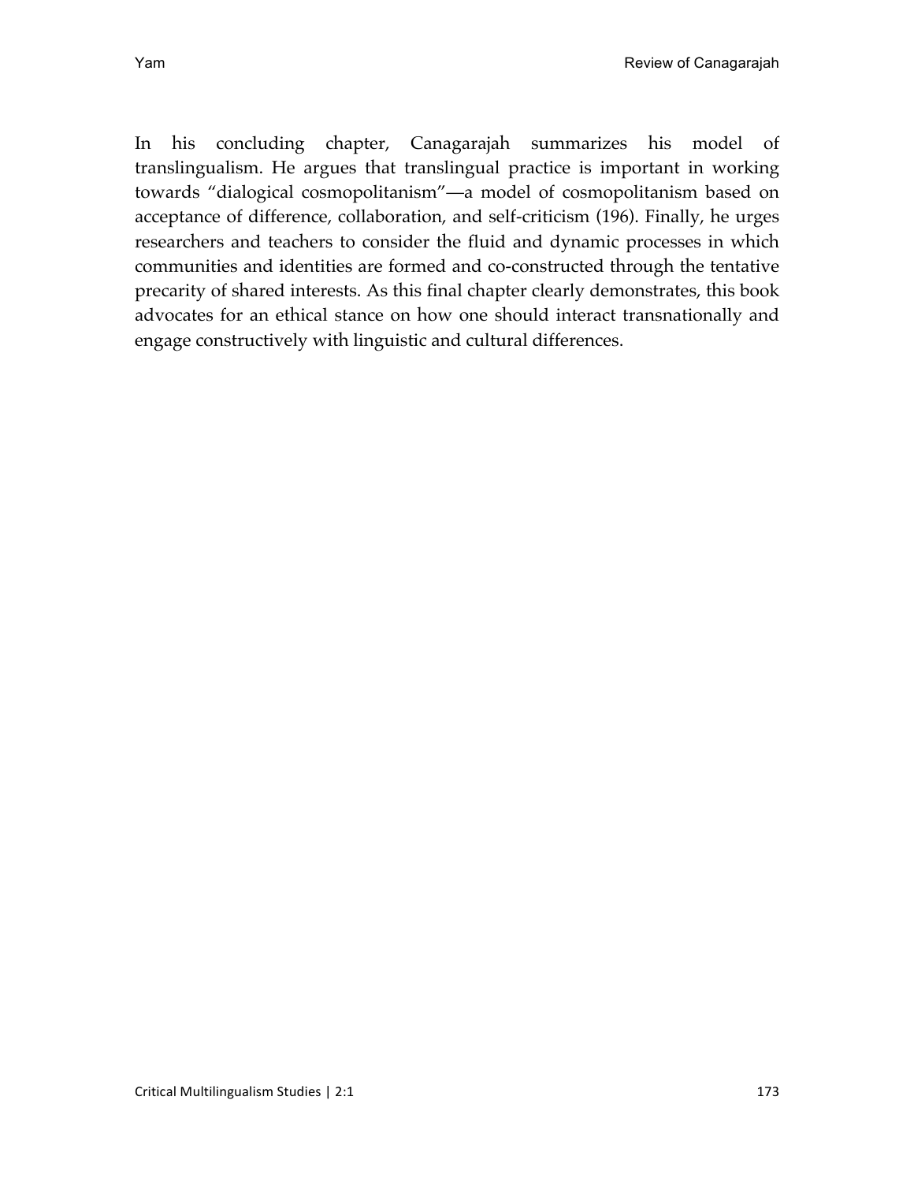In his concluding chapter, Canagarajah summarizes his model of translingualism. He argues that translingual practice is important in working towards "dialogical cosmopolitanism"—a model of cosmopolitanism based on acceptance of difference, collaboration, and self-criticism (196). Finally, he urges researchers and teachers to consider the fluid and dynamic processes in which communities and identities are formed and co-constructed through the tentative precarity of shared interests. As this final chapter clearly demonstrates, this book advocates for an ethical stance on how one should interact transnationally and engage constructively with linguistic and cultural differences.